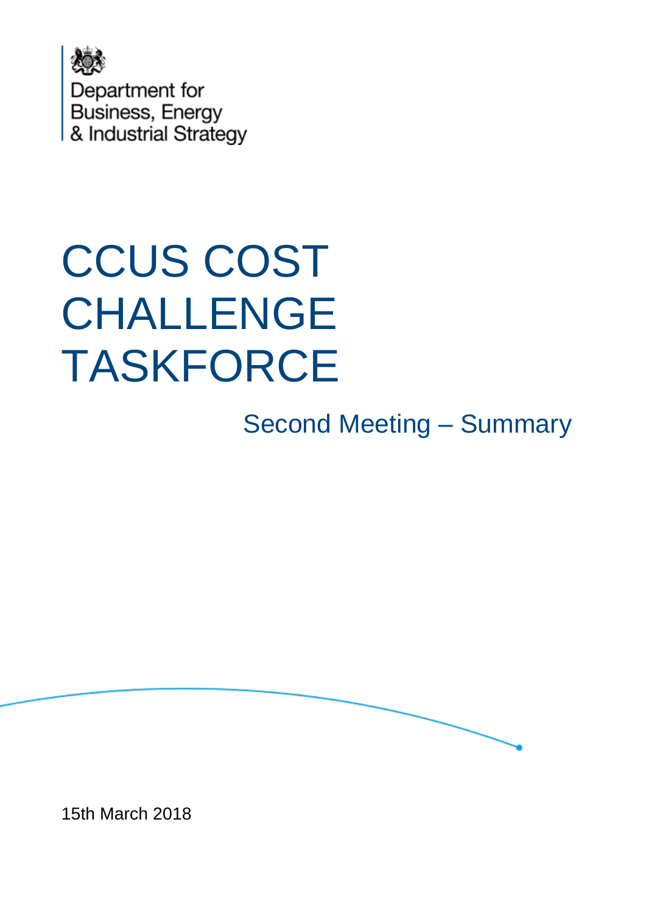Department for
Business, Energy
& Industrial Strategy

# CCUS COST CHALLENGE TASKFORCE

## Second Meeting – Summary

15th March 2018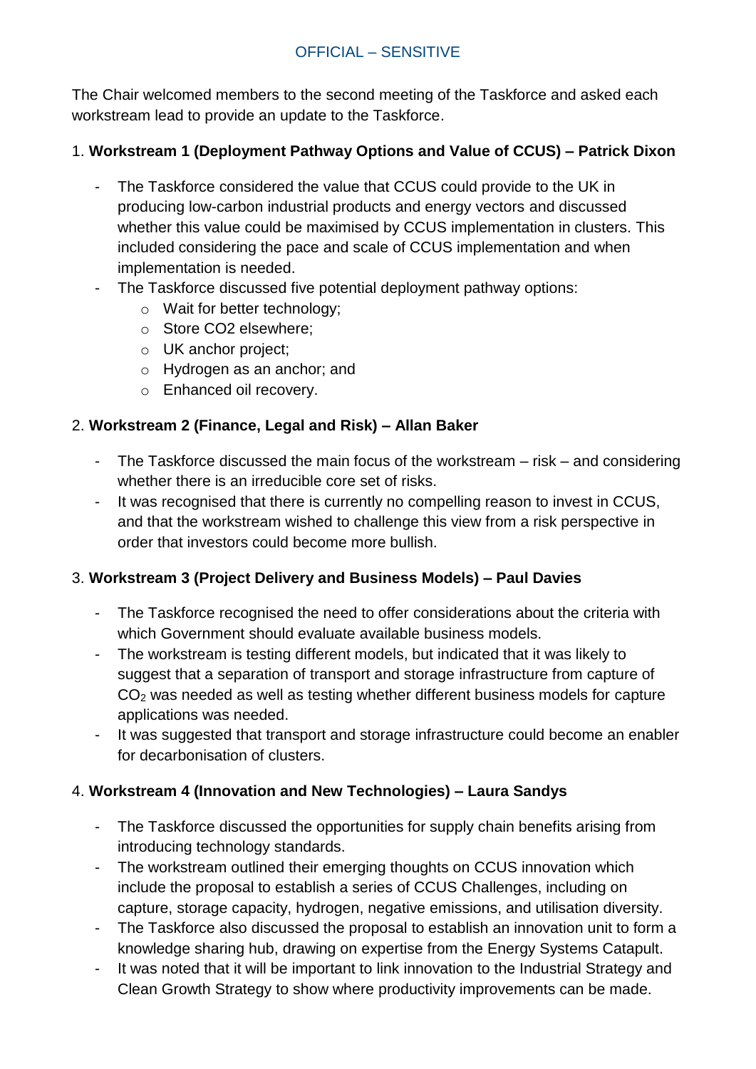The Chair welcomed members to the second meeting of the Taskforce and asked each workstream lead to provide an update to the Taskforce.

1. **Workstream 1 (Deployment Pathway Options and Value of CCUS) – Patrick Dixon**

   - The Taskforce considered the value that CCUS could provide to the UK in producing low-carbon industrial products and energy vectors and discussed whether this value could be maximised by CCUS implementation in clusters. This included considering the pace and scale of CCUS implementation and when implementation is needed.
   - The Taskforce discussed five potential deployment pathway options:
     - Wait for better technology;
     - Store CO2 elsewhere;
     - UK anchor project;
     - Hydrogen as an anchor; and
     - Enhanced oil recovery.

2. **Workstream 2 (Finance, Legal and Risk) – Allan Baker**

   - The Taskforce discussed the main focus of the workstream – risk – and considering whether there is an irreducible core set of risks.
   - It was recognised that there is currently no compelling reason to invest in CCUS, and that the workstream wished to challenge this view from a risk perspective in order that investors could become more bullish.

3. **Workstream 3 (Project Delivery and Business Models) – Paul Davies**

   - The Taskforce recognised the need to offer considerations about the criteria with which Government should evaluate available business models.
   - The workstream is testing different models, but indicated that it was likely to suggest that a separation of transport and storage infrastructure from capture of $CO_2$ was needed as well as testing whether different business models for capture applications was needed.
   - It was suggested that transport and storage infrastructure could become an enabler for decarbonisation of clusters.

4. **Workstream 4 (Innovation and New Technologies) – Laura Sandys**

   - The Taskforce discussed the opportunities for supply chain benefits arising from introducing technology standards.
   - The workstream outlined their emerging thoughts on CCUS innovation which include the proposal to establish a series of CCUS Challenges, including on capture, storage capacity, hydrogen, negative emissions, and utilisation diversity.
   - The Taskforce also discussed the proposal to establish an innovation unit to form a knowledge sharing hub, drawing on expertise from the Energy Systems Catapult.
   - It was noted that it will be important to link innovation to the Industrial Strategy and Clean Growth Strategy to show where productivity improvements can be made.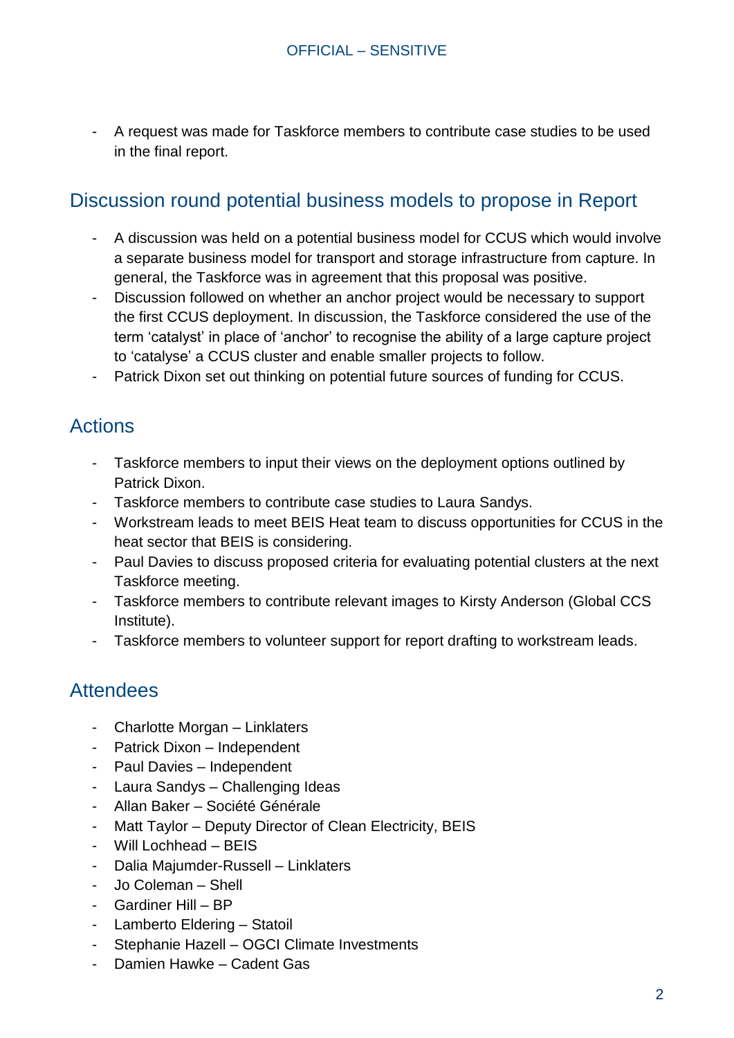- A request was made for Taskforce members to contribute case studies to be used in the final report.

## Discussion round potential business models to propose in Report

- A discussion was held on a potential business model for CCUS which would involve a separate business model for transport and storage infrastructure from capture. In general, the Taskforce was in agreement that this proposal was positive.
- Discussion followed on whether an anchor project would be necessary to support the first CCUS deployment. In discussion, the Taskforce considered the use of the term 'catalyst' in place of 'anchor' to recognise the ability of a large capture project to 'catalyse' a CCUS cluster and enable smaller projects to follow.
- Patrick Dixon set out thinking on potential future sources of funding for CCUS.

## Actions

- Taskforce members to input their views on the deployment options outlined by Patrick Dixon.
- Taskforce members to contribute case studies to Laura Sandys.
- Workstream leads to meet BEIS Heat team to discuss opportunities for CCUS in the heat sector that BEIS is considering.
- Paul Davies to discuss proposed criteria for evaluating potential clusters at the next Taskforce meeting.
- Taskforce members to contribute relevant images to Kirsty Anderson (Global CCS Institute).
- Taskforce members to volunteer support for report drafting to workstream leads.

## Attendees

- Charlotte Morgan – Linklaters
- Patrick Dixon – Independent
- Paul Davies – Independent
- Laura Sandys – Challenging Ideas
- Allan Baker – Société Générale
- Matt Taylor – Deputy Director of Clean Electricity, BEIS
- Will Lochhead – BEIS
- Dalia Majumder-Russell – Linklaters
- Jo Coleman – Shell
- Gardiner Hill – BP
- Lamberto Eldering – Statoil
- Stephanie Hazell – OGCI Climate Investments
- Damien Hawke – Cadent Gas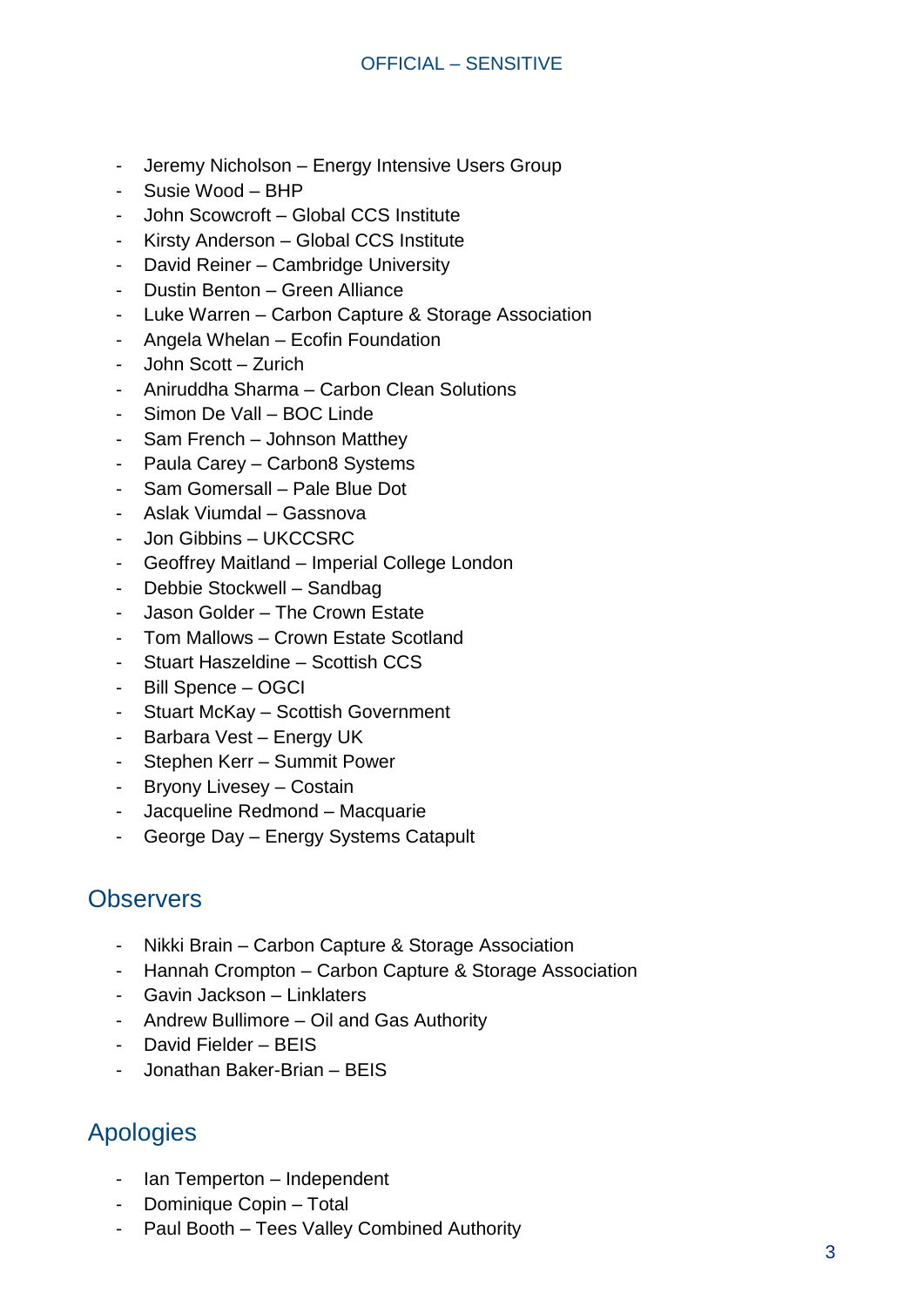- Jeremy Nicholson – Energy Intensive Users Group
- Susie Wood – BHP
- John Scowcroft – Global CCS Institute
- Kirsty Anderson – Global CCS Institute
- David Reiner – Cambridge University
- Dustin Benton – Green Alliance
- Luke Warren – Carbon Capture & Storage Association
- Angela Whelan – Ecofin Foundation
- John Scott – Zurich
- Aniruddha Sharma – Carbon Clean Solutions
- Simon De Vall – BOC Linde
- Sam French – Johnson Matthey
- Paula Carey – Carbon8 Systems
- Sam Gomersall – Pale Blue Dot
- Aslak Viumdal – Gassnova
- Jon Gibbins – UKCCSRC
- Geoffrey Maitland – Imperial College London
- Debbie Stockwell – Sandbag
- Jason Golder – The Crown Estate
- Tom Mallows – Crown Estate Scotland
- Stuart Haszeldine – Scottish CCS
- Bill Spence – OGCI
- Stuart McKay – Scottish Government
- Barbara Vest – Energy UK
- Stephen Kerr – Summit Power
- Bryony Livesey – Costain
- Jacqueline Redmond – Macquarie
- George Day – Energy Systems Catapult

## Observers

- Nikki Brain – Carbon Capture & Storage Association
- Hannah Crompton – Carbon Capture & Storage Association
- Gavin Jackson – Linklaters
- Andrew Bullimore – Oil and Gas Authority
- David Fielder – BEIS
- Jonathan Baker-Brian – BEIS

## Apologies

- Ian Temperton – Independent
- Dominique Copin – Total
- Paul Booth – Tees Valley Combined Authority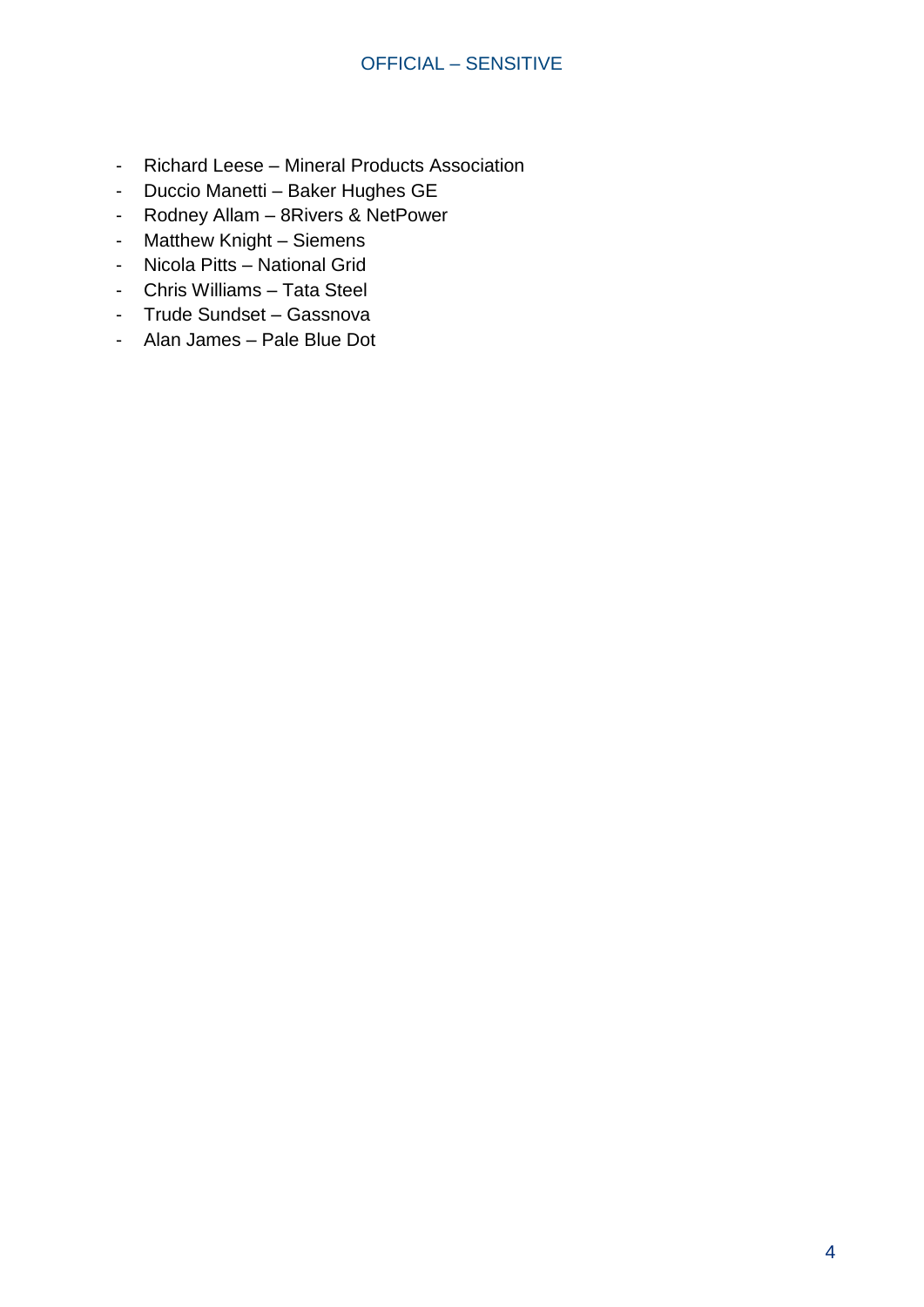- Richard Leese – Mineral Products Association
- Duccio Manetti – Baker Hughes GE
- Rodney Allam – 8Rivers & NetPower
- Matthew Knight – Siemens
- Nicola Pitts – National Grid
- Chris Williams – Tata Steel
- Trude Sundset – Gassnova
- Alan James – Pale Blue Dot